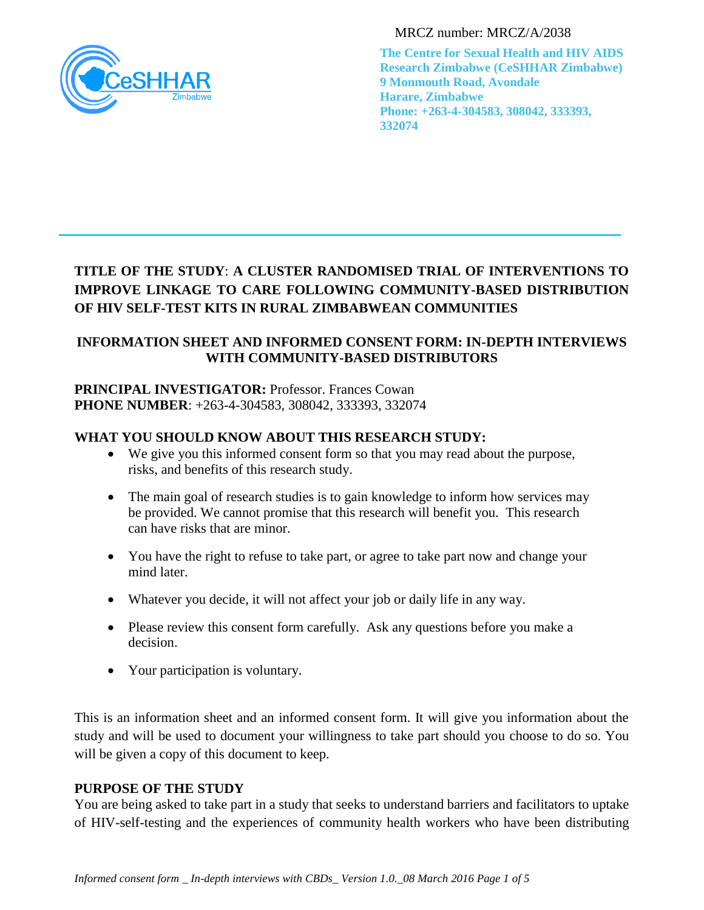MRCZ number: MRCZ/A/2038

**The Centre for Sexual Health and HIV AIDS Research Zimbabwe (CeSHHAR Zimbabwe)**
**9 Monmouth Road, Avondale**
**Harare, Zimbabwe**
**Phone: +263-4-304583, 308042, 333393, 332074**

---

**TITLE OF THE STUDY**: **A CLUSTER RANDOMISED TRIAL OF INTERVENTIONS TO IMPROVE LINKAGE TO CARE FOLLOWING COMMUNITY-BASED DISTRIBUTION OF HIV SELF-TEST KITS IN RURAL ZIMBABWEAN COMMUNITIES**

**INFORMATION SHEET AND INFORMED CONSENT FORM: IN-DEPTH INTERVIEWS WITH COMMUNITY-BASED DISTRIBUTORS**

**PRINCIPAL INVESTIGATOR:** Professor. Frances Cowan
**PHONE NUMBER**: +263-4-304583, 308042, 333393, 332074

**WHAT YOU SHOULD KNOW ABOUT THIS RESEARCH STUDY:**

- We give you this informed consent form so that you may read about the purpose, risks, and benefits of this research study.
- The main goal of research studies is to gain knowledge to inform how services may be provided. We cannot promise that this research will benefit you. This research can have risks that are minor.
- You have the right to refuse to take part, or agree to take part now and change your mind later.
- Whatever you decide, it will not affect your job or daily life in any way.
- Please review this consent form carefully. Ask any questions before you make a decision.
- Your participation is voluntary.

This is an information sheet and an informed consent form. It will give you information about the study and will be used to document your willingness to take part should you choose to do so. You will be given a copy of this document to keep.

**PURPOSE OF THE STUDY**

You are being asked to take part in a study that seeks to understand barriers and facilitators to uptake of HIV-self-testing and the experiences of community health workers who have been distributing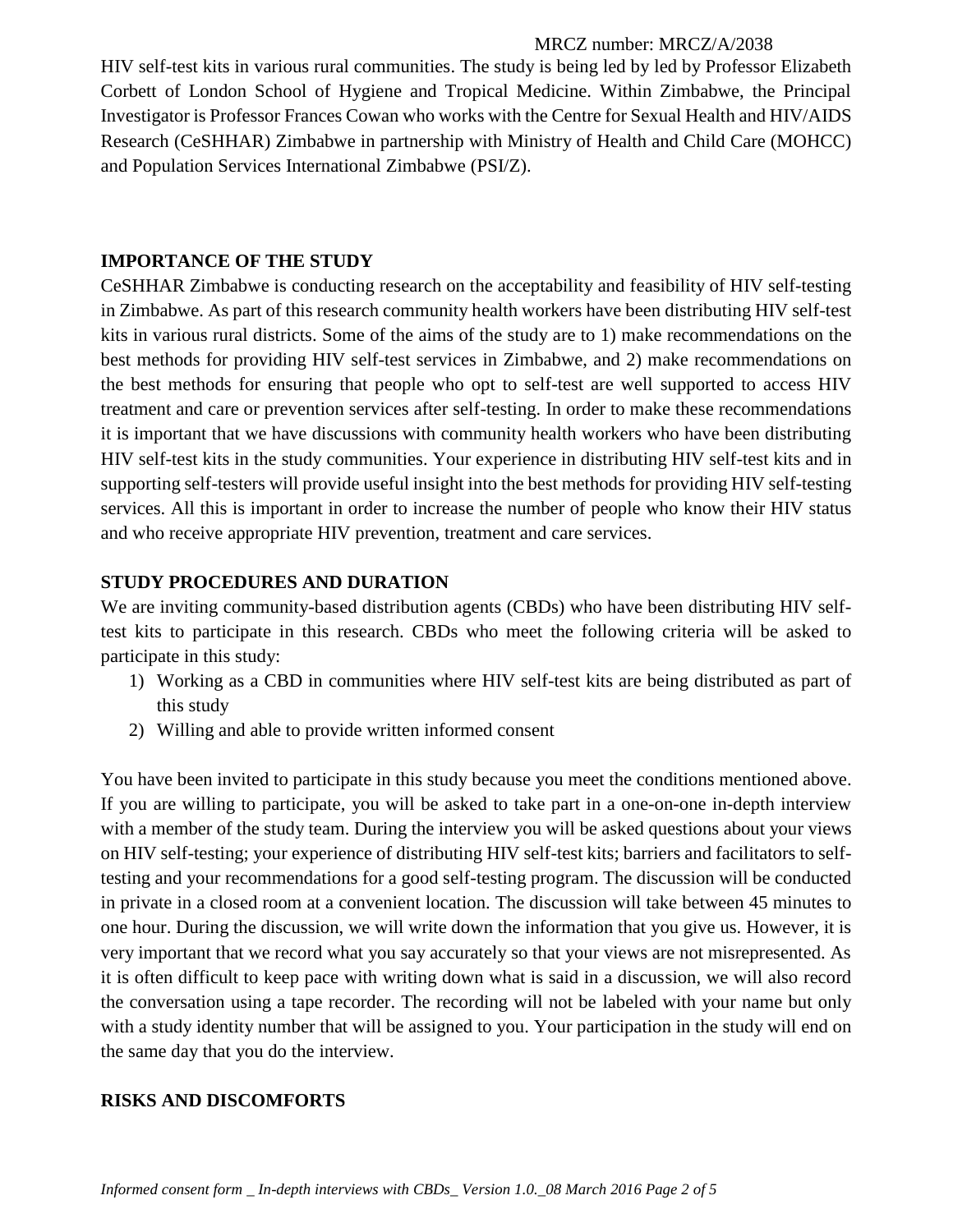HIV self-test kits in various rural communities. The study is being led by led by Professor Elizabeth Corbett of London School of Hygiene and Tropical Medicine. Within Zimbabwe, the Principal Investigator is Professor Frances Cowan who works with the Centre for Sexual Health and HIV/AIDS Research (CeSHHAR) Zimbabwe in partnership with Ministry of Health and Child Care (MOHCC) and Population Services International Zimbabwe (PSI/Z).

## IMPORTANCE OF THE STUDY

CeSHHAR Zimbabwe is conducting research on the acceptability and feasibility of HIV self-testing in Zimbabwe. As part of this research community health workers have been distributing HIV self-test kits in various rural districts. Some of the aims of the study are to 1) make recommendations on the best methods for providing HIV self-test services in Zimbabwe, and 2) make recommendations on the best methods for ensuring that people who opt to self-test are well supported to access HIV treatment and care or prevention services after self-testing. In order to make these recommendations it is important that we have discussions with community health workers who have been distributing HIV self-test kits in the study communities. Your experience in distributing HIV self-test kits and in supporting self-testers will provide useful insight into the best methods for providing HIV self-testing services. All this is important in order to increase the number of people who know their HIV status and who receive appropriate HIV prevention, treatment and care services.

## STUDY PROCEDURES AND DURATION

We are inviting community-based distribution agents (CBDs) who have been distributing HIV self-test kits to participate in this research. CBDs who meet the following criteria will be asked to participate in this study:

1) Working as a CBD in communities where HIV self-test kits are being distributed as part of this study
2) Willing and able to provide written informed consent

You have been invited to participate in this study because you meet the conditions mentioned above. If you are willing to participate, you will be asked to take part in a one-on-one in-depth interview with a member of the study team. During the interview you will be asked questions about your views on HIV self-testing; your experience of distributing HIV self-test kits; barriers and facilitators to self-testing and your recommendations for a good self-testing program. The discussion will be conducted in private in a closed room at a convenient location. The discussion will take between 45 minutes to one hour. During the discussion, we will write down the information that you give us. However, it is very important that we record what you say accurately so that your views are not misrepresented. As it is often difficult to keep pace with writing down what is said in a discussion, we will also record the conversation using a tape recorder. The recording will not be labeled with your name but only with a study identity number that will be assigned to you. Your participation in the study will end on the same day that you do the interview.

## RISKS AND DISCOMFORTS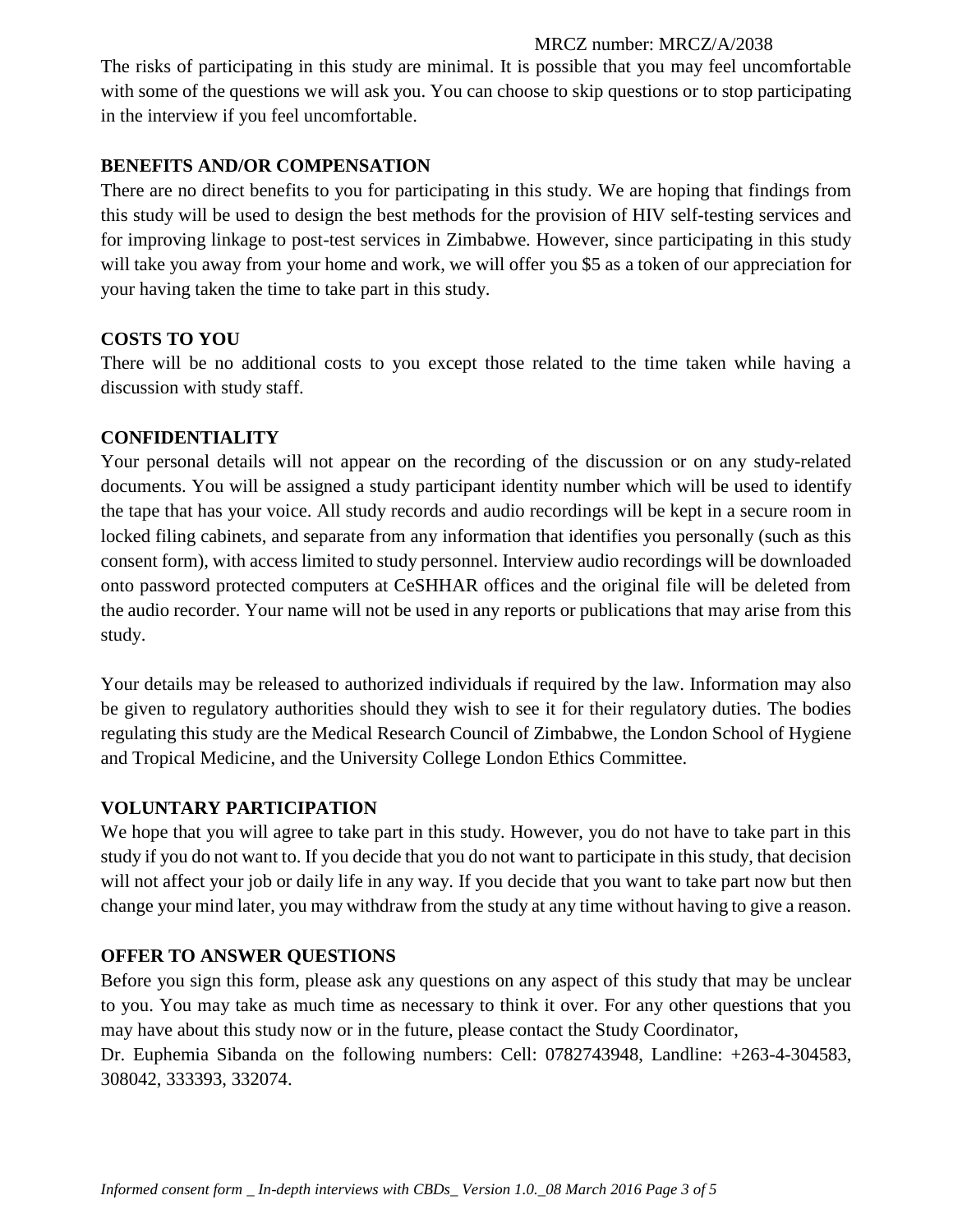The risks of participating in this study are minimal. It is possible that you may feel uncomfortable with some of the questions we will ask you. You can choose to skip questions or to stop participating in the interview if you feel uncomfortable.

**BENEFITS AND/OR COMPENSATION**

There are no direct benefits to you for participating in this study. We are hoping that findings from this study will be used to design the best methods for the provision of HIV self-testing services and for improving linkage to post-test services in Zimbabwe. However, since participating in this study will take you away from your home and work, we will offer you $5 as a token of our appreciation for your having taken the time to take part in this study.

**COSTS TO YOU**

There will be no additional costs to you except those related to the time taken while having a discussion with study staff.

**CONFIDENTIALITY**

Your personal details will not appear on the recording of the discussion or on any study-related documents. You will be assigned a study participant identity number which will be used to identify the tape that has your voice. All study records and audio recordings will be kept in a secure room in locked filing cabinets, and separate from any information that identifies you personally (such as this consent form), with access limited to study personnel. Interview audio recordings will be downloaded onto password protected computers at CeSHHAR offices and the original file will be deleted from the audio recorder. Your name will not be used in any reports or publications that may arise from this study.

Your details may be released to authorized individuals if required by the law. Information may also be given to regulatory authorities should they wish to see it for their regulatory duties. The bodies regulating this study are the Medical Research Council of Zimbabwe, the London School of Hygiene and Tropical Medicine, and the University College London Ethics Committee.

**VOLUNTARY PARTICIPATION**

We hope that you will agree to take part in this study. However, you do not have to take part in this study if you do not want to. If you decide that you do not want to participate in this study, that decision will not affect your job or daily life in any way. If you decide that you want to take part now but then change your mind later, you may withdraw from the study at any time without having to give a reason.

**OFFER TO ANSWER QUESTIONS**

Before you sign this form, please ask any questions on any aspect of this study that may be unclear to you. You may take as much time as necessary to think it over. For any other questions that you may have about this study now or in the future, please contact the Study Coordinator,
Dr. Euphemia Sibanda on the following numbers: Cell: 0782743948, Landline: +263-4-304583, 308042, 333393, 332074.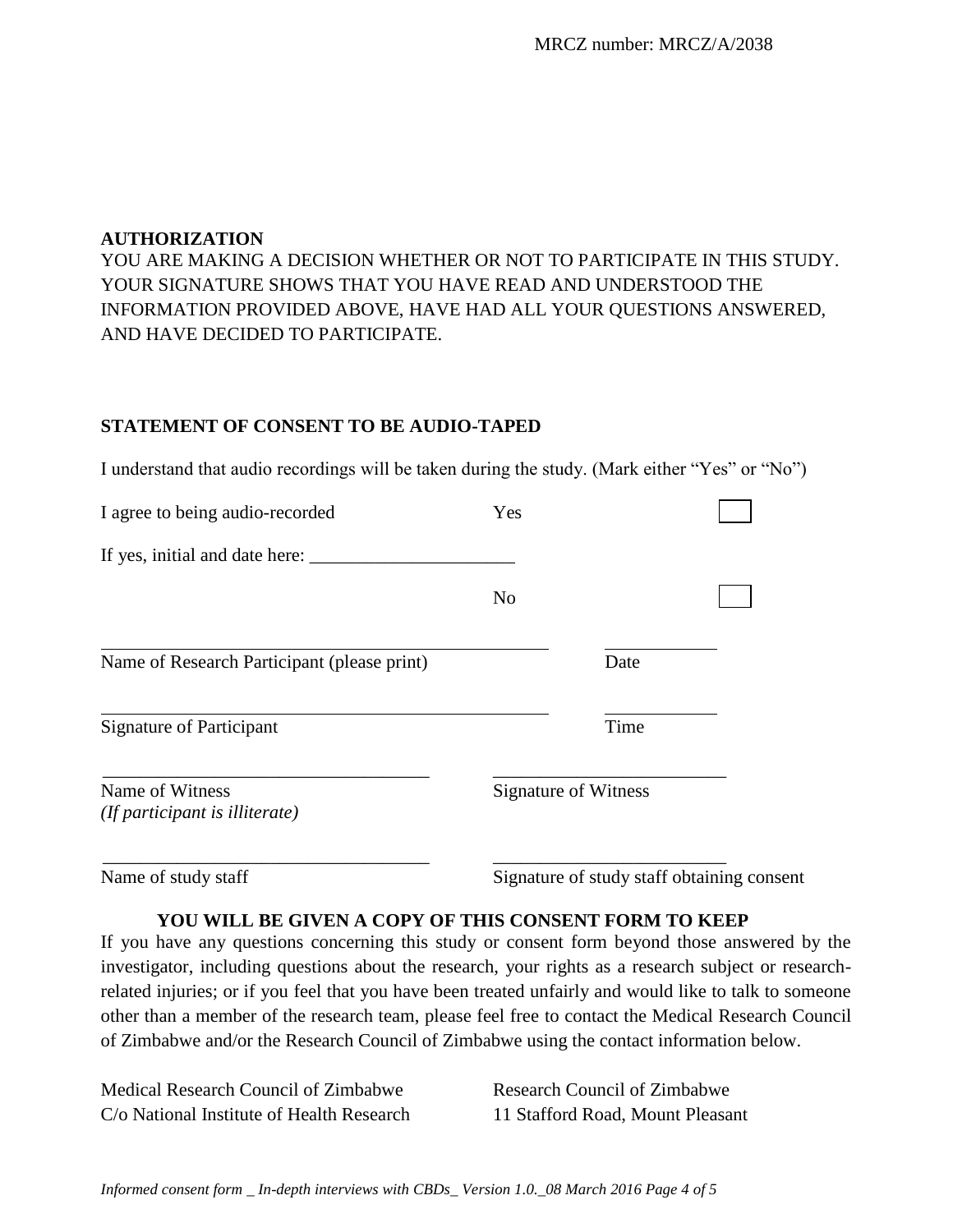MRCZ number: MRCZ/A/2038

**AUTHORIZATION**

YOU ARE MAKING A DECISION WHETHER OR NOT TO PARTICIPATE IN THIS STUDY. YOUR SIGNATURE SHOWS THAT YOU HAVE READ AND UNDERSTOOD THE INFORMATION PROVIDED ABOVE, HAVE HAD ALL YOUR QUESTIONS ANSWERED, AND HAVE DECIDED TO PARTICIPATE.

**STATEMENT OF CONSENT TO BE AUDIO-TAPED**

I understand that audio recordings will be taken during the study. (Mark either "Yes" or "No")

I agree to being audio-recorded Yes ☐

If yes, initial and date here: ______________________

No ☐

_______________________________________________ ____________

Name of Research Participant (please print) Date

_______________________________________________ ____________

Signature of Participant Time

____________________________________ __________________________

Name of Witness Signature of Witness
*(If participant is illiterate)*

____________________________________ __________________________

Name of study staff Signature of study staff obtaining consent

**YOU WILL BE GIVEN A COPY OF THIS CONSENT FORM TO KEEP**

If you have any questions concerning this study or consent form beyond those answered by the investigator, including questions about the research, your rights as a research subject or research-related injuries; or if you feel that you have been treated unfairly and would like to talk to someone other than a member of the research team, please feel free to contact the Medical Research Council of Zimbabwe and/or the Research Council of Zimbabwe using the contact information below.

Medical Research Council of Zimbabwe
C/o National Institute of Health Research

Research Council of Zimbabwe
11 Stafford Road, Mount Pleasant

*Informed consent form _ In-depth interviews with CBDs_ Version 1.0._08 March 2016*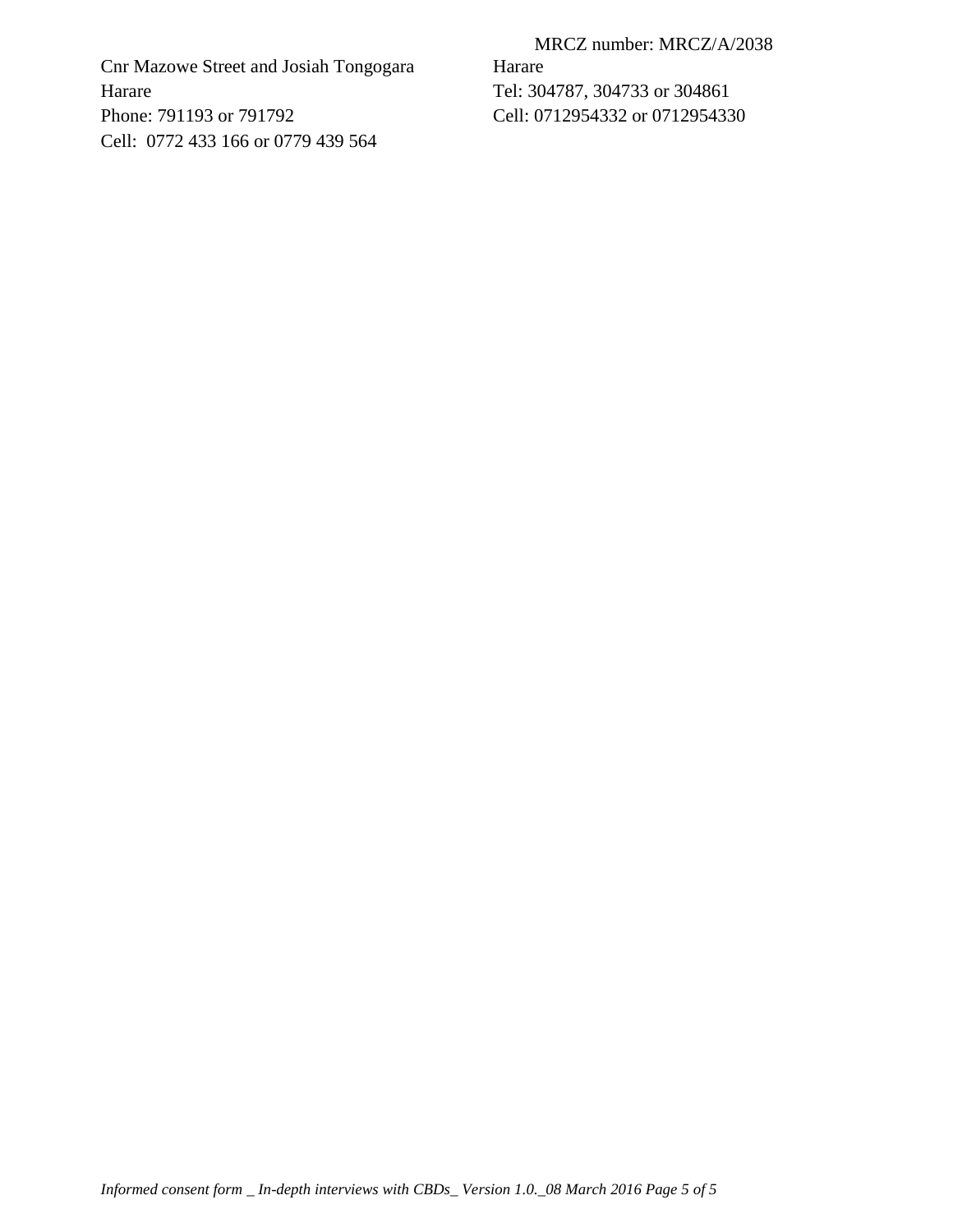MRCZ number: MRCZ/A/2038

Cnr Mazowe Street and Josiah Tongogara
Harare
Phone: 791193 or 791792
Cell: 0772 433 166 or 0779 439 564

Harare
Tel: 304787, 304733 or 304861
Cell: 0712954332 or 0712954330